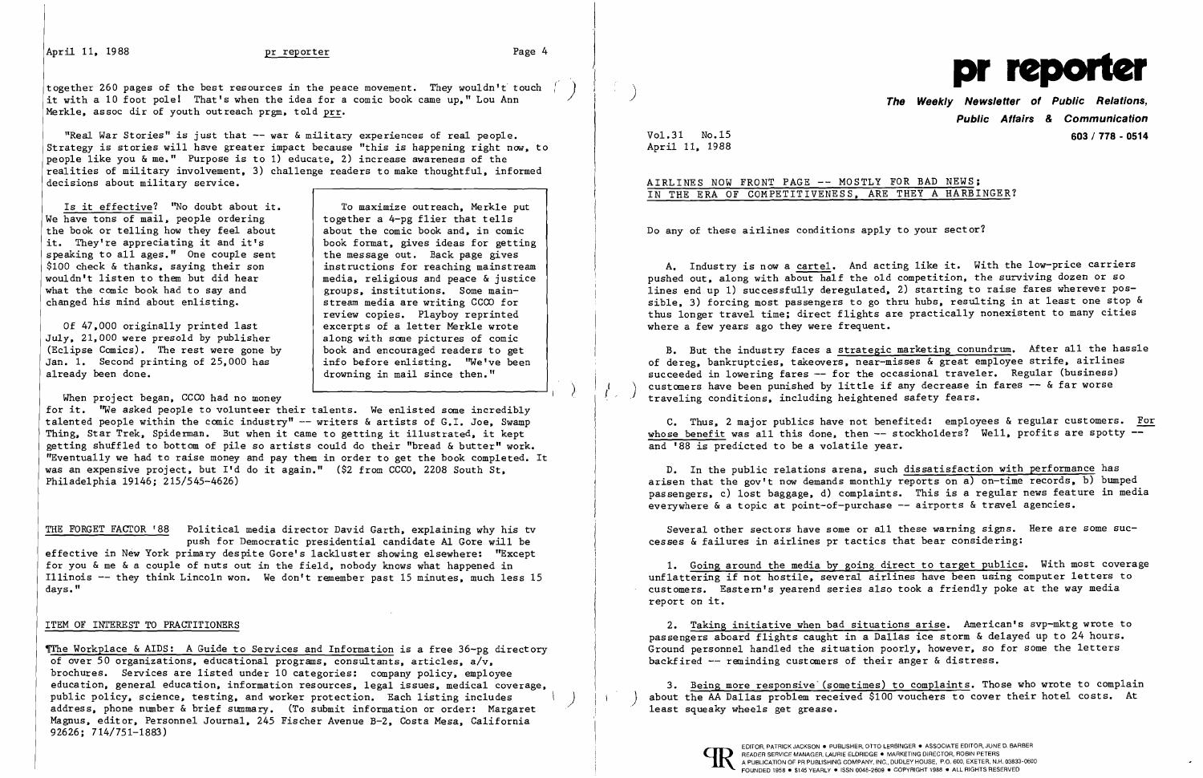together 260 pages of the best resources in the peace movement. They wouldn't touch it with a 10 foot pole! That's when the idea for a comic book came up," Lou Ann Merkle, assoc dir of youth outreach prgm, told prr.

"Real War Stories" is just that -- war & military experiences of real people. Strategy is stories will have greater impact because "this is happening right now, to people like you & me." Purpose is to 1) educate, 2) increase awareness of the realities of military involvement, 3) challenge readers to make thoughtful, informed decisions about military service.

Is it effective? "No doubt about it. We have tons of mail, people ordering the book or telling how they feel about it. They're appreciating it and it's speaking to all ages." One couple sent $100 check & thanks, saying their son wouldn't listen to them but did hear what the comic book had to say and changed his mind about enlisting.

Of 47,000 originally printed last July, 21,000 were presold by publisher (Eclipse Comics). The rest were gone by Jan. 1. Second printing of 25,000 has already been done.

> To maximize outreach, Merkle put together a 4-pg flier that tells about the comic book and, in comic book format, gives ideas for getting the message out. Back page gives instructions for reaching mainstream media, religious and peace & justice groups, institutions. Some mainstream media are writing CCCO for review copies. Playboy reprinted excerpts of a letter Merkle wrote along with some pictures of comic book and encouraged readers to get info before enlisting. "We've been drowning in mail since then."

When project began, CCCO had no money for it. "We asked people to volunteer their talents. We enlisted some incredibly talented people within the comic industry" -- writers & artists of G.I. Joe, Swamp Thing, Star Trek, Spiderman. But when it came to getting it illustrated, it kept getting shuffled to bottom of pile so artists could do their "bread & butter" work. "Eventually we had to raise money and pay them in order to get the book completed. It was an expensive project, but I'd do it again." ($2 from CCCO, 2208 South St, Philadelphia 19146; 215/545-4626)

THE FORGET FACTOR '88 Political media director David Garth, explaining why his tv push for Democratic presidential candidate Al Gore will be effective in New York primary despite Gore's lackluster showing elsewhere: "Except for you & me & a couple of nuts out in the field, nobody knows what happened in Illinois -- they think Lincoln won. We don't remember past 15 minutes, much less 15 days."

## ITEM OF INTEREST TO PRACTITIONERS

¶The Workplace & AIDS: A Guide to Services and Information is a free 36-pg directory of over 50 organizations, educational programs, consultants, articles, a/v, brochures. Services are listed under 10 categories: company policy, employee education, general education, information resources, legal issues, medical coverage, public policy, science, testing, and worker protection. Each listing includes address, phone number & brief summary. (To submit information or order: Margaret Magnus, editor, Personnel Journal, 245 Fischer Avenue B-2, Costa Mesa, California 92626; 714/751-1883)

# pr reporter

**The Weekly Newsletter of Public Relations, Public Affairs & Communication**

Vol.31 No.15
April 11, 1988

603 / 778 - 0514

## AIRLINES NOW FRONT PAGE -- MOSTLY FOR BAD NEWS; IN THE ERA OF COMPETITIVENESS, ARE THEY A HARBINGER?

Do any of these airlines conditions apply to your sector?

A. Industry is now a cartel. And acting like it. With the low-price carriers pushed out, along with about half the old competition, the surviving dozen or so lines end up 1) successfully deregulated, 2) starting to raise fares wherever possible, 3) forcing most passengers to go thru hubs, resulting in at least one stop & thus longer travel time; direct flights are practically nonexistent to many cities where a few years ago they were frequent.

B. But the industry faces a strategic marketing conundrum. After all the hassle of dereg, bankruptcies, takeovers, near-misses & great employee strife, airlines succeeded in lowering fares -- for the occasional traveler. Regular (business) customers have been punished by little if any decrease in fares -- & far worse traveling conditions, including heightened safety fears.

C. Thus, 2 major publics have not benefited: employees & regular customers. For whose benefit was all this done, then -- stockholders? Well, profits are spotty -- and '88 is predicted to be a volatile year.

D. In the public relations arena, such dissatisfaction with performance has arisen that the gov't now demands monthly reports on a) on-time records, b) bumped passengers, c) lost baggage, d) complaints. This is a regular news feature in media everywhere & a topic at point-of-purchase -- airports & travel agencies.

Several other sectors have some or all these warning signs. Here are some successes & failures in airlines pr tactics that bear considering:

1. Going around the media by going direct to target publics. With most coverage unflattering if not hostile, several airlines have been using computer letters to customers. Eastern's yearend series also took a friendly poke at the way media report on it.

2. Taking initiative when bad situations arise. American's svp-mktg wrote to passengers aboard flights caught in a Dallas ice storm & delayed up to 24 hours. Ground personnel handled the situation poorly, however, so for some the letters backfired -- reminding customers of their anger & distress.

3. Being more responsive (sometimes) to complaints. Those who wrote to complain about the AA Dallas problem received $100 vouchers to cover their hotel costs. At least squeaky wheels get grease.

EDITOR, PATRICK JACKSON • PUBLISHER, OTTO LERBINGER • ASSOCIATE EDITOR, JUNE D. BARBER
READER SERVICE MANAGER, LAURIE ELDRIDGE • MARKETING DIRECTOR, ROBIN PETERS
A PUBLICATION OF PR PUBLISHING COMPANY, INC., DUDLEY HOUSE, P.O. 600, EXETER, N.H. 03833-0600
FOUNDED 1958 • $145 YEARLY • ISSN 0048-2609 • COPYRIGHT 1988 • ALL RIGHTS RESERVED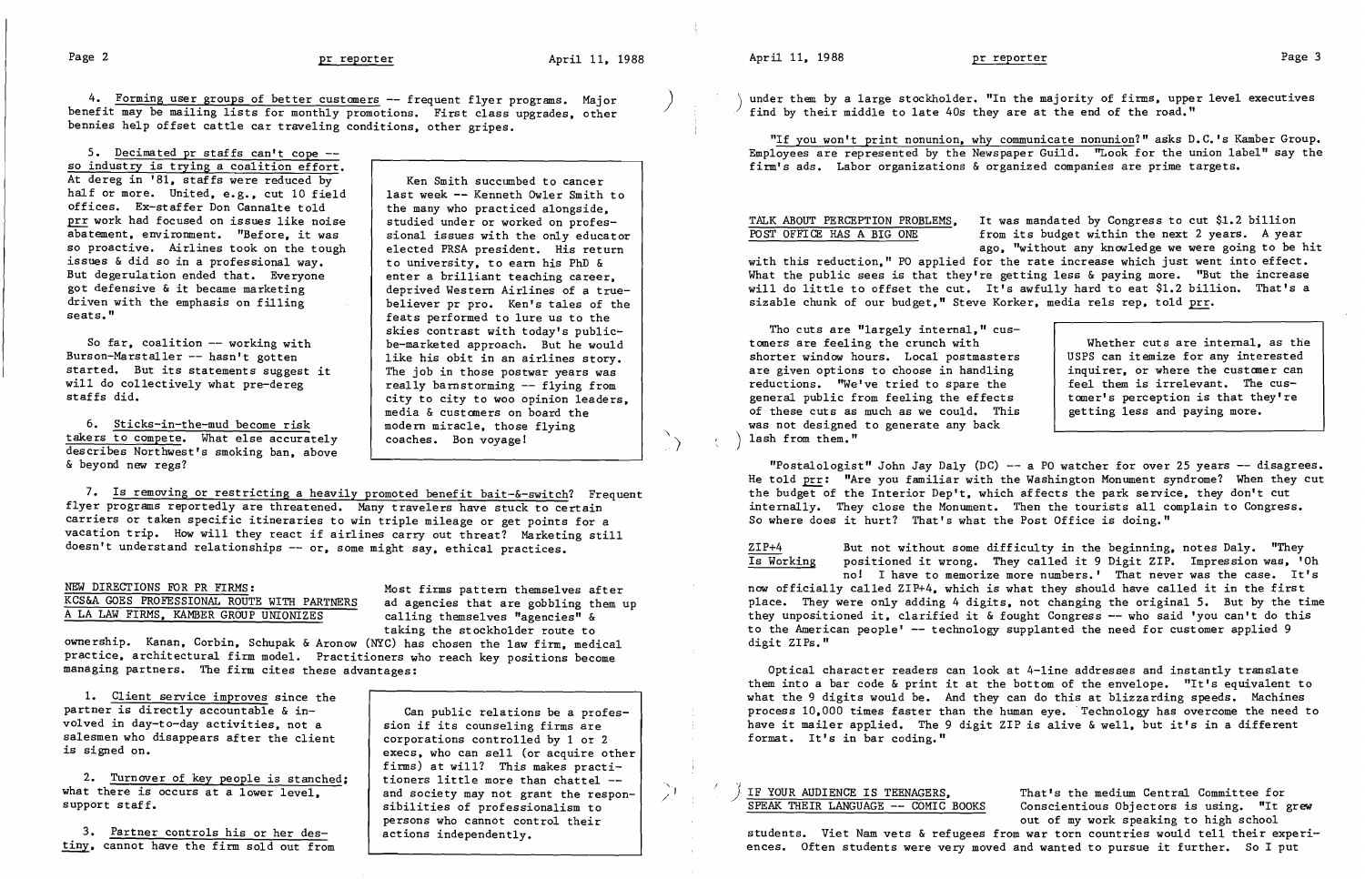4. Forming user groups of better customers -- frequent flyer programs. Major benefit may be mailing lists for monthly promotions. First class upgrades, other bennies help offset cattle car traveling conditions, other gripes.

5. Decimated pr staffs can't cope -- so industry is trying a coalition effort. At dereg in '81, staffs were reduced by half or more. United, e.g., cut 10 field offices. Ex-staffer Don Cannalte told prr work had focused on issues like noise abatement, environment. "Before, it was so proactive. Airlines took on the tough issues & did so in a professional way. But degeruation ended that. Everyone got defensive & it became marketing driven with the emphasis on filling seats."

So far, coalition -- working with Burson-Marstaller -- hasn't gotten started. But its statements suggest it will do collectively what pre-dereg staffs did.

6. Sticks-in-the-mud become risk takers to compete. What else accurately describes Northwest's smoking ban, above & beyond new regs?

> Ken Smith succumbed to cancer last week -- Kenneth Owler Smith to the many who practiced alongside, studied under or worked on professional issues with the only educator elected PRSA president. His return to university, to earn his PhD & enter a brilliant teaching career, deprived Western Airlines of a true-believer pr pro. Ken's tales of the feats performed to lure us to the skies contrast with today's public-be-marketed approach. But he would like his obit in an airlines story. The job in those postwar years was really barnstorming -- flying from city to city to woo opinion leaders, media & customers on board the modern miracle, those flying coaches. Bon voyage!

7. Is removing or restricting a heavily promoted benefit bait-&-switch? Frequent flyer programs reportedly are threatened. Many travelers have stuck to certain carriers or taken specific itineraries to win triple mileage or get points for a vacation trip. How will they react if airlines carry out threat? Marketing still doesn't understand relationships -- or, some might say, ethical practices.

## NEW DIRECTIONS FOR PR FIRMS: KCS&A GOES PROFESSIONAL ROUTE WITH PARTNERS A LA LAW FIRMS, KAMBER GROUP UNIONIZES

Most firms pattern themselves after ad agencies that are gobbling them up calling themselves "agencies" & taking the stockholder route to ownership. Kanan, Corbin, Schupak & Aronow (NYC) has chosen the law firm, medical practice, architectural firm model. Practitioners who reach key positions become managing partners. The firm cites these advantages:

1. Client service improves since the partner is directly accountable & involved in day-to-day activities, not a salesmen who disappears after the client is signed on.

2. Turnover of key people is stanched; what there is occurs at a lower level, support staff.

3. Partner controls his or her destiny, cannot have the firm sold out from under them by a large stockholder. "In the majority of firms, upper level executives find by their middle to late 40s they are at the end of the road."

> Can public relations be a profession if its counseling firms are corporations controlled by 1 or 2 execs, who can sell (or acquire other firms) at will? This makes practitioners little more than chattel -- and society may not grant the responsibilities of professionalism to persons who cannot control their actions independently.

"If you won't print nonunion, why communicate nonunion?" asks D.C.'s Kamber Group. Employees are represented by the Newspaper Guild. "Look for the union label" say the firm's ads. Labor organizations & organized companies are prime targets.

## TALK ABOUT PERCEPTION PROBLEMS, POST OFFICE HAS A BIG ONE

It was mandated by Congress to cut $1.2 billion from its budget within the next 2 years. A year ago, "without any knowledge we were going to be hit with this reduction," PO applied for the rate increase which just went into effect. What the public sees is that they're getting less & paying more. "But the increase will do little to offset the cut. It's awfully hard to eat $1.2 billion. That's a sizable chunk of our budget," Steve Korker, media rels rep, told prr.

Tho cuts are "largely internal," customers are feeling the crunch with shorter window hours. Local postmasters are given options to choose in handling reductions. "We've tried to spare the general public from feeling the effects of these cuts as much as we could. This was not designed to generate any back lash from them."

> Whether cuts are internal, as the USPS can itemize for any interested inquirer, or where the customer can feel them is irrelevant. The customer's perception is that they're getting less and paying more.

"Postalologist" John Jay Daly (DC) -- a PO watcher for over 25 years -- disagrees. He told prr: "Are you familiar with the Washington Monument syndrome? When they cut the budget of the Interior Dep't, which affects the park service, they don't cut internally. They close the Monument. Then the tourists all complain to Congress. So where does it hurt? That's what the Post Office is doing."

**ZIP+4 Is Working** But not without some difficulty in the beginning, notes Daly. "They positioned it wrong. They called it 9 Digit ZIP. Impression was, 'Oh no! I have to memorize more numbers.' That never was the case. It's now officially called ZIP+4, which is what they should have called it in the first place. They were only adding 4 digits, not changing the original 5. But by the time they unpositioned it, clarified it & fought Congress -- who said 'you can't do this to the American people' -- technology supplanted the need for customer applied 9 digit ZIPs."

Optical character readers can look at 4-line addresses and instantly translate them into a bar code & print it at the bottom of the envelope. "It's equivalent to what the 9 digits would be. And they can do this at blizzarding speeds. Machines process 10,000 times faster than the human eye. Technology has overcome the need to have it mailer applied. The 9 digit ZIP is alive & well, but it's in a different format. It's in bar coding."

## IF YOUR AUDIENCE IS TEENAGERS, SPEAK THEIR LANGUAGE -- COMIC BOOKS

That's the medium Central Committee for Conscientious Objectors is using. "It grew out of my work speaking to high school students. Viet Nam vets & refugees from war torn countries would tell their experiences. Often students were very moved and wanted to pursue it further. So I put